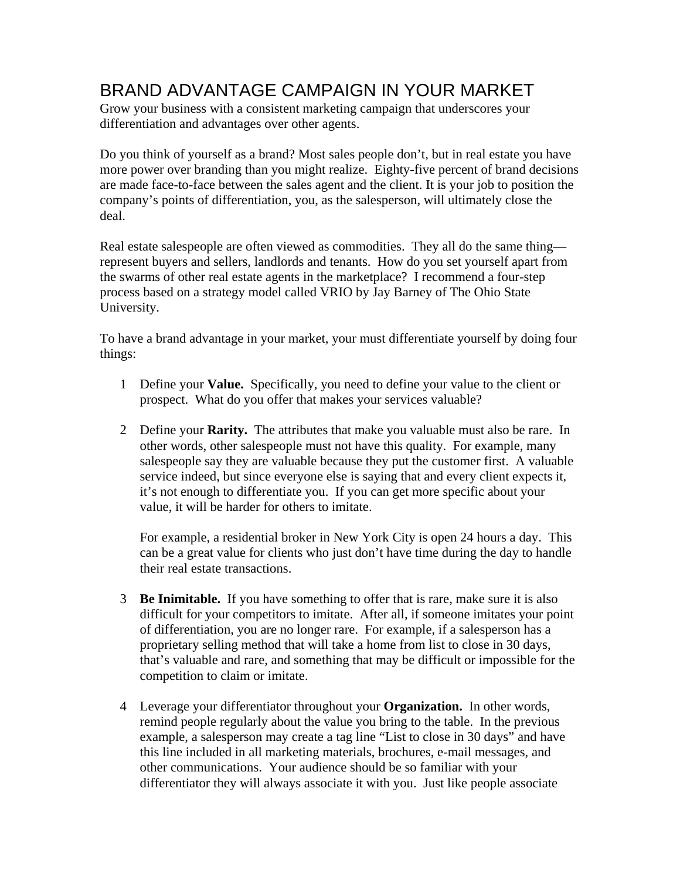# BRAND ADVANTAGE CAMPAIGN IN YOUR MARKET

Grow your business with a consistent marketing campaign that underscores your differentiation and advantages over other agents.

Do you think of yourself as a brand? Most sales people don't, but in real estate you have more power over branding than you might realize. Eighty-five percent of brand decisions are made face-to-face between the sales agent and the client. It is your job to position the company's points of differentiation, you, as the salesperson, will ultimately close the deal.

Real estate salespeople are often viewed as commodities. They all do the same thing—represent buyers and sellers, landlords and tenants. How do you set yourself apart from the swarms of other real estate agents in the marketplace? I recommend a four-step process based on a strategy model called VRIO by Jay Barney of The Ohio State University.

To have a brand advantage in your market, your must differentiate yourself by doing four things:

1. Define your **Value.** Specifically, you need to define your value to the client or prospect. What do you offer that makes your services valuable?

2. Define your **Rarity.** The attributes that make you valuable must also be rare. In other words, other salespeople must not have this quality. For example, many salespeople say they are valuable because they put the customer first. A valuable service indeed, but since everyone else is saying that and every client expects it, it's not enough to differentiate you. If you can get more specific about your value, it will be harder for others to imitate.

   For example, a residential broker in New York City is open 24 hours a day. This can be a great value for clients who just don't have time during the day to handle their real estate transactions.

3. **Be Inimitable.** If you have something to offer that is rare, make sure it is also difficult for your competitors to imitate. After all, if someone imitates your point of differentiation, you are no longer rare. For example, if a salesperson has a proprietary selling method that will take a home from list to close in 30 days, that's valuable and rare, and something that may be difficult or impossible for the competition to claim or imitate.

4. Leverage your differentiator throughout your **Organization.** In other words, remind people regularly about the value you bring to the table. In the previous example, a salesperson may create a tag line "List to close in 30 days" and have this line included in all marketing materials, brochures, e-mail messages, and other communications. Your audience should be so familiar with your differentiator they will always associate it with you. Just like people associate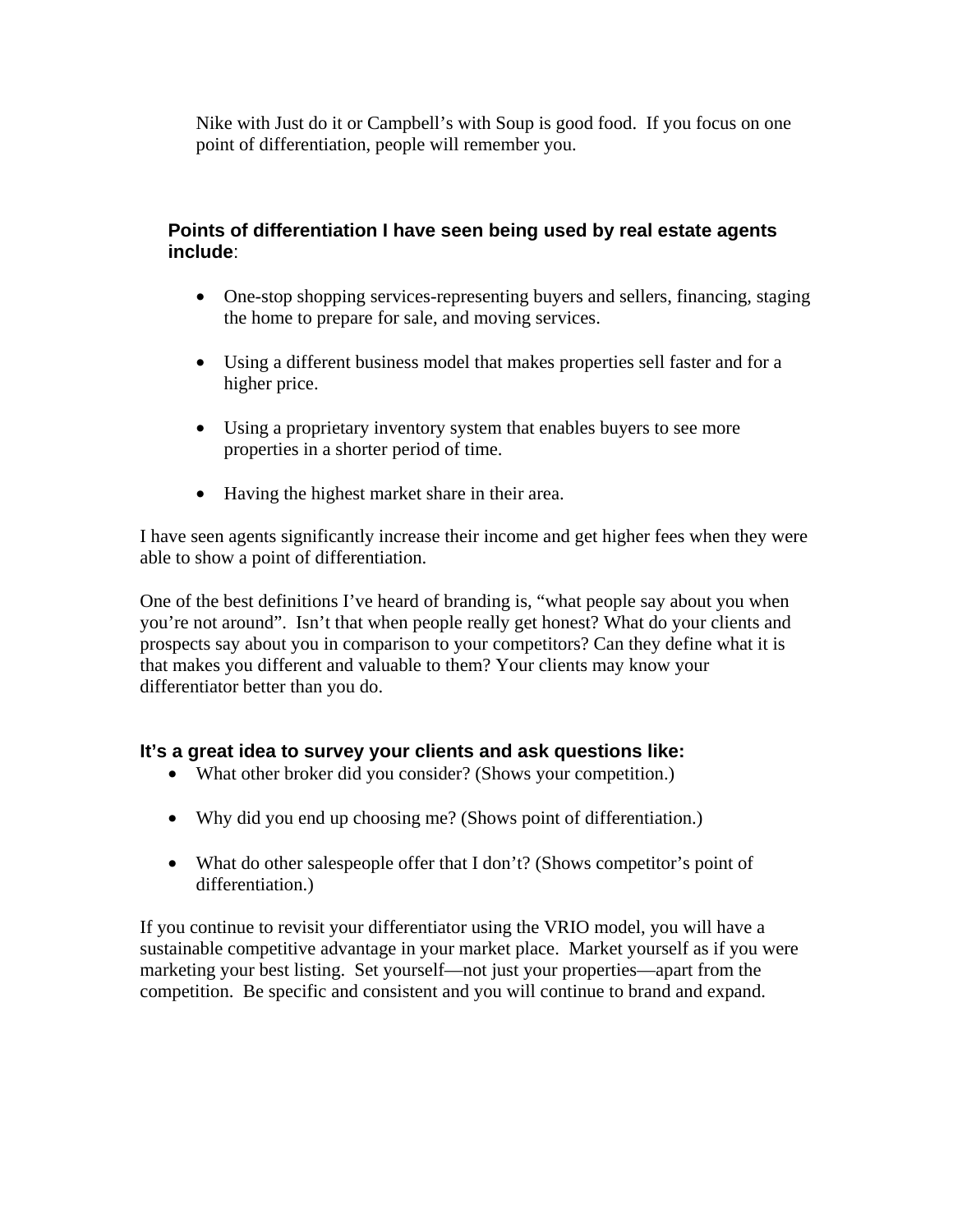Nike with Just do it or Campbell's with Soup is good food. If you focus on one point of differentiation, people will remember you.

**Points of differentiation I have seen being used by real estate agents include**:

- One-stop shopping services-representing buyers and sellers, financing, staging the home to prepare for sale, and moving services.
- Using a different business model that makes properties sell faster and for a higher price.
- Using a proprietary inventory system that enables buyers to see more properties in a shorter period of time.
- Having the highest market share in their area.

I have seen agents significantly increase their income and get higher fees when they were able to show a point of differentiation.

One of the best definitions I've heard of branding is, "what people say about you when you're not around". Isn't that when people really get honest? What do your clients and prospects say about you in comparison to your competitors? Can they define what it is that makes you different and valuable to them? Your clients may know your differentiator better than you do.

**It's a great idea to survey your clients and ask questions like:**

- What other broker did you consider? (Shows your competition.)
- Why did you end up choosing me? (Shows point of differentiation.)
- What do other salespeople offer that I don't? (Shows competitor's point of differentiation.)

If you continue to revisit your differentiator using the VRIO model, you will have a sustainable competitive advantage in your market place. Market yourself as if you were marketing your best listing. Set yourself—not just your properties—apart from the competition. Be specific and consistent and you will continue to brand and expand.